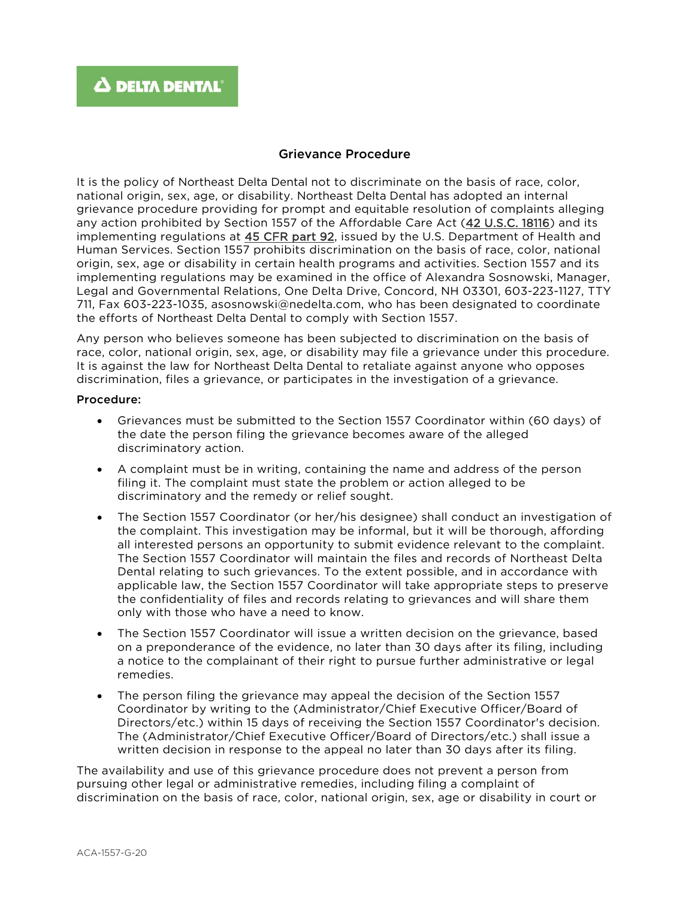DELTA DENTAL

## Grievance Procedure

It is the policy of Northeast Delta Dental not to discriminate on the basis of race, color, national origin, sex, age, or disability. Northeast Delta Dental has adopted an internal grievance procedure providing for prompt and equitable resolution of complaints alleging any action prohibited by Section 1557 of the Affordable Care Act (42 U.S.C. 18116) and its implementing regulations at 45 CFR part 92, issued by the U.S. Department of Health and Human Services. Section 1557 prohibits discrimination on the basis of race, color, national origin, sex, age or disability in certain health programs and activities. Section 1557 and its implementing regulations may be examined in the office of Alexandra Sosnowski, Manager, Legal and Governmental Relations, One Delta Drive, Concord, NH 03301, 603-223-1127, TTY 711, Fax 603-223-1035, asosnowski@nedelta.com, who has been designated to coordinate the efforts of Northeast Delta Dental to comply with Section 1557.

Any person who believes someone has been subjected to discrimination on the basis of race, color, national origin, sex, age, or disability may file a grievance under this procedure. It is against the law for Northeast Delta Dental to retaliate against anyone who opposes discrimination, files a grievance, or participates in the investigation of a grievance.

**Procedure:**

- Grievances must be submitted to the Section 1557 Coordinator within (60 days) of the date the person filing the grievance becomes aware of the alleged discriminatory action.
- A complaint must be in writing, containing the name and address of the person filing it. The complaint must state the problem or action alleged to be discriminatory and the remedy or relief sought.
- The Section 1557 Coordinator (or her/his designee) shall conduct an investigation of the complaint. This investigation may be informal, but it will be thorough, affording all interested persons an opportunity to submit evidence relevant to the complaint. The Section 1557 Coordinator will maintain the files and records of Northeast Delta Dental relating to such grievances. To the extent possible, and in accordance with applicable law, the Section 1557 Coordinator will take appropriate steps to preserve the confidentiality of files and records relating to grievances and will share them only with those who have a need to know.
- The Section 1557 Coordinator will issue a written decision on the grievance, based on a preponderance of the evidence, no later than 30 days after its filing, including a notice to the complainant of their right to pursue further administrative or legal remedies.
- The person filing the grievance may appeal the decision of the Section 1557 Coordinator by writing to the (Administrator/Chief Executive Officer/Board of Directors/etc.) within 15 days of receiving the Section 1557 Coordinator's decision. The (Administrator/Chief Executive Officer/Board of Directors/etc.) shall issue a written decision in response to the appeal no later than 30 days after its filing.

The availability and use of this grievance procedure does not prevent a person from pursuing other legal or administrative remedies, including filing a complaint of discrimination on the basis of race, color, national origin, sex, age or disability in court or

ACA-1557-G-20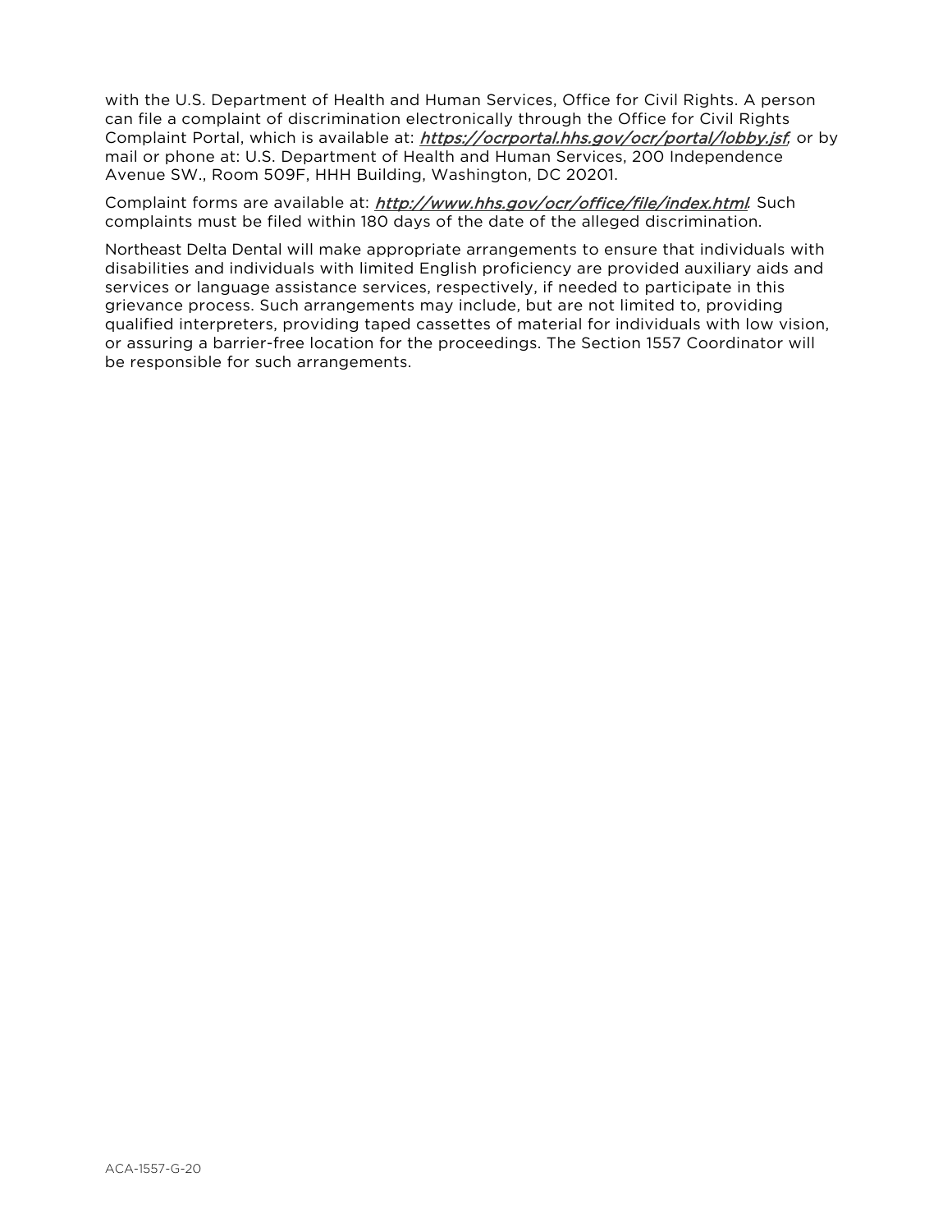with the U.S. Department of Health and Human Services, Office for Civil Rights. A person can file a complaint of discrimination electronically through the Office for Civil Rights Complaint Portal, which is available at: *https://ocrportal.hhs.gov/ocr/portal/lobby.jsf*, or by mail or phone at: U.S. Department of Health and Human Services, 200 Independence Avenue SW., Room 509F, HHH Building, Washington, DC 20201.

Complaint forms are available at: *http://www.hhs.gov/ocr/office/file/index.html*. Such complaints must be filed within 180 days of the date of the alleged discrimination.

Northeast Delta Dental will make appropriate arrangements to ensure that individuals with disabilities and individuals with limited English proficiency are provided auxiliary aids and services or language assistance services, respectively, if needed to participate in this grievance process. Such arrangements may include, but are not limited to, providing qualified interpreters, providing taped cassettes of material for individuals with low vision, or assuring a barrier-free location for the proceedings. The Section 1557 Coordinator will be responsible for such arrangements.

ACA-1557-G-20